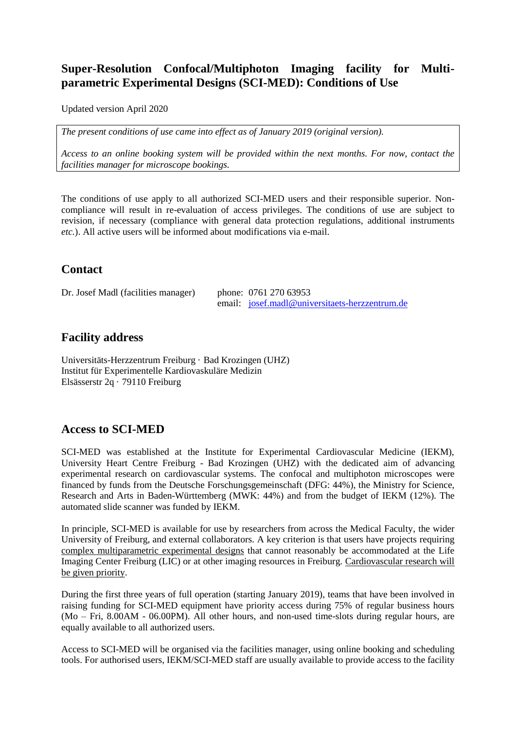# Super-Resolution Confocal/Multiphoton Imaging facility for Multi-parametric Experimental Designs (SCI-MED): Conditions of Use

Updated version April 2020

*The present conditions of use came into effect as of January 2019 (original version).*

*Access to an online booking system will be provided within the next months. For now, contact the facilities manager for microscope bookings.*

The conditions of use apply to all authorized SCI-MED users and their responsible superior. Non-compliance will result in re-evaluation of access privileges. The conditions of use are subject to revision, if necessary (compliance with general data protection regulations, additional instruments *etc.*). All active users will be informed about modifications via e-mail.

## Contact

Dr. Josef Madl (facilities manager)

phone: 0761 270 63953
email: josef.madl@universitaets-herzzentrum.de

## Facility address

Universitäts-Herzzentrum Freiburg · Bad Krozingen (UHZ)
Institut für Experimentelle Kardiovaskuläre Medizin
Elsässerstr 2q · 79110 Freiburg

## Access to SCI-MED

SCI-MED was established at the Institute for Experimental Cardiovascular Medicine (IEKM), University Heart Centre Freiburg - Bad Krozingen (UHZ) with the dedicated aim of advancing experimental research on cardiovascular systems. The confocal and multiphoton microscopes were financed by funds from the Deutsche Forschungsgemeinschaft (DFG: 44%), the Ministry for Science, Research and Arts in Baden-Württemberg (MWK: 44%) and from the budget of IEKM (12%). The automated slide scanner was funded by IEKM.

In principle, SCI-MED is available for use by researchers from across the Medical Faculty, the wider University of Freiburg, and external collaborators. A key criterion is that users have projects requiring complex multiparametric experimental designs that cannot reasonably be accommodated at the Life Imaging Center Freiburg (LIC) or at other imaging resources in Freiburg. Cardiovascular research will be given priority.

During the first three years of full operation (starting January 2019), teams that have been involved in raising funding for SCI-MED equipment have priority access during 75% of regular business hours (Mo – Fri, 8.00AM - 06.00PM). All other hours, and non-used time-slots during regular hours, are equally available to all authorized users.

Access to SCI-MED will be organised via the facilities manager, using online booking and scheduling tools. For authorised users, IEKM/SCI-MED staff are usually available to provide access to the facility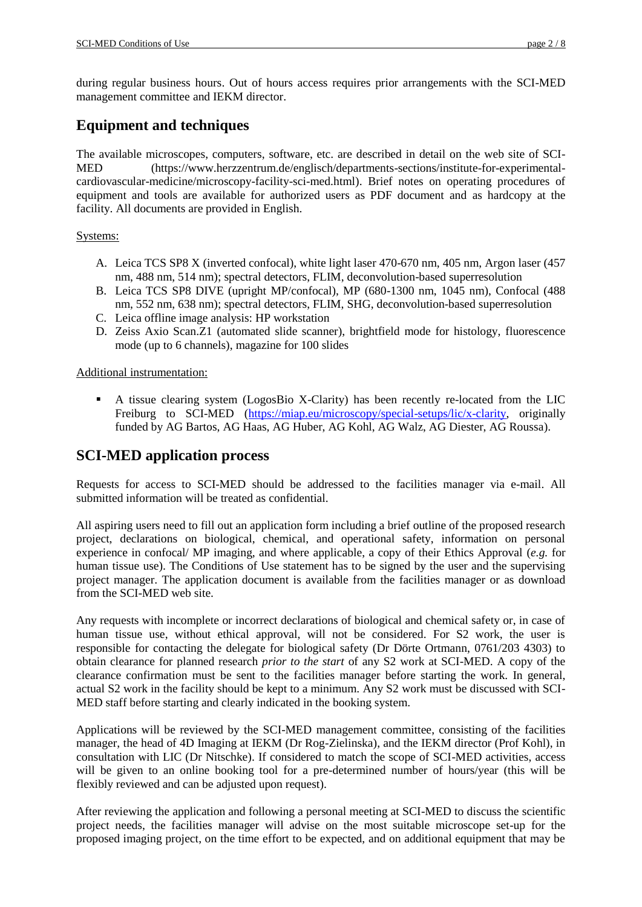during regular business hours. Out of hours access requires prior arrangements with the SCI-MED management committee and IEKM director.

## Equipment and techniques

The available microscopes, computers, software, etc. are described in detail on the web site of SCI-MED (https://www.herzzentrum.de/englisch/departments-sections/institute-for-experimental-cardiovascular-medicine/microscopy-facility-sci-med.html). Brief notes on operating procedures of equipment and tools are available for authorized users as PDF document and as hardcopy at the facility. All documents are provided in English.

<u>Systems:</u>

A. Leica TCS SP8 X (inverted confocal), white light laser 470-670 nm, 405 nm, Argon laser (457 nm, 488 nm, 514 nm); spectral detectors, FLIM, deconvolution-based superresolution
B. Leica TCS SP8 DIVE (upright MP/confocal), MP (680-1300 nm, 1045 nm), Confocal (488 nm, 552 nm, 638 nm); spectral detectors, FLIM, SHG, deconvolution-based superresolution
C. Leica offline image analysis: HP workstation
D. Zeiss Axio Scan.Z1 (automated slide scanner), brightfield mode for histology, fluorescence mode (up to 6 channels), magazine for 100 slides

<u>Additional instrumentation:</u>

- A tissue clearing system (LogosBio X-Clarity) has been recently re-located from the LIC Freiburg to SCI-MED (https://miap.eu/microscopy/special-setups/lic/x-clarity, originally funded by AG Bartos, AG Haas, AG Huber, AG Kohl, AG Walz, AG Diester, AG Roussa).

## SCI-MED application process

Requests for access to SCI-MED should be addressed to the facilities manager via e-mail. All submitted information will be treated as confidential.

All aspiring users need to fill out an application form including a brief outline of the proposed research project, declarations on biological, chemical, and operational safety, information on personal experience in confocal/ MP imaging, and where applicable, a copy of their Ethics Approval (*e.g.* for human tissue use). The Conditions of Use statement has to be signed by the user and the supervising project manager. The application document is available from the facilities manager or as download from the SCI-MED web site.

Any requests with incomplete or incorrect declarations of biological and chemical safety or, in case of human tissue use, without ethical approval, will not be considered. For S2 work, the user is responsible for contacting the delegate for biological safety (Dr Dörte Ortmann, 0761/203 4303) to obtain clearance for planned research *prior to the start* of any S2 work at SCI-MED. A copy of the clearance confirmation must be sent to the facilities manager before starting the work. In general, actual S2 work in the facility should be kept to a minimum. Any S2 work must be discussed with SCI-MED staff before starting and clearly indicated in the booking system.

Applications will be reviewed by the SCI-MED management committee, consisting of the facilities manager, the head of 4D Imaging at IEKM (Dr Rog-Zielinska), and the IEKM director (Prof Kohl), in consultation with LIC (Dr Nitschke). If considered to match the scope of SCI-MED activities, access will be given to an online booking tool for a pre-determined number of hours/year (this will be flexibly reviewed and can be adjusted upon request).

After reviewing the application and following a personal meeting at SCI-MED to discuss the scientific project needs, the facilities manager will advise on the most suitable microscope set-up for the proposed imaging project, on the time effort to be expected, and on additional equipment that may be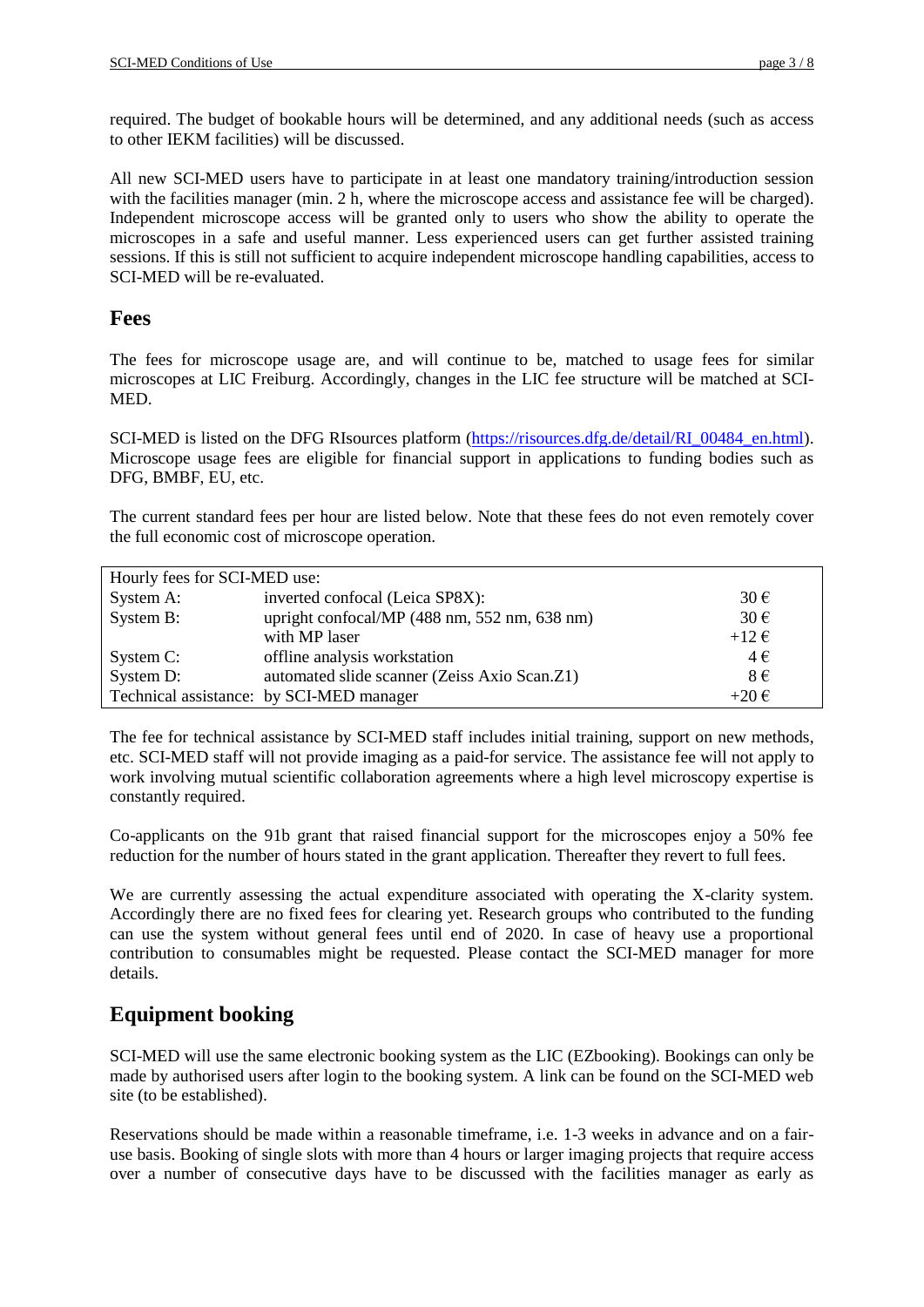required. The budget of bookable hours will be determined, and any additional needs (such as access to other IEKM facilities) will be discussed.

All new SCI-MED users have to participate in at least one mandatory training/introduction session with the facilities manager (min. 2 h, where the microscope access and assistance fee will be charged). Independent microscope access will be granted only to users who show the ability to operate the microscopes in a safe and useful manner. Less experienced users can get further assisted training sessions. If this is still not sufficient to acquire independent microscope handling capabilities, access to SCI-MED will be re-evaluated.

## Fees

The fees for microscope usage are, and will continue to be, matched to usage fees for similar microscopes at LIC Freiburg. Accordingly, changes in the LIC fee structure will be matched at SCI-MED.

SCI-MED is listed on the DFG RIsources platform (https://risources.dfg.de/detail/RI_00484_en.html). Microscope usage fees are eligible for financial support in applications to funding bodies such as DFG, BMBF, EU, etc.

The current standard fees per hour are listed below. Note that these fees do not even remotely cover the full economic cost of microscope operation.

| Hourly fees for SCI-MED use: | | |
|---|---|---|
| System A: | inverted confocal (Leica SP8X): | 30 € |
| System B: | upright confocal/MP (488 nm, 552 nm, 638 nm) | 30 € |
| | with MP laser | +12 € |
| System C: | offline analysis workstation | 4 € |
| System D: | automated slide scanner (Zeiss Axio Scan.Z1) | 8 € |
| Technical assistance: | by SCI-MED manager | +20 € |

The fee for technical assistance by SCI-MED staff includes initial training, support on new methods, etc. SCI-MED staff will not provide imaging as a paid-for service. The assistance fee will not apply to work involving mutual scientific collaboration agreements where a high level microscopy expertise is constantly required.

Co-applicants on the 91b grant that raised financial support for the microscopes enjoy a 50% fee reduction for the number of hours stated in the grant application. Thereafter they revert to full fees.

We are currently assessing the actual expenditure associated with operating the X-clarity system. Accordingly there are no fixed fees for clearing yet. Research groups who contributed to the funding can use the system without general fees until end of 2020. In case of heavy use a proportional contribution to consumables might be requested. Please contact the SCI-MED manager for more details.

## Equipment booking

SCI-MED will use the same electronic booking system as the LIC (EZbooking). Bookings can only be made by authorised users after login to the booking system. A link can be found on the SCI-MED web site (to be established).

Reservations should be made within a reasonable timeframe, i.e. 1-3 weeks in advance and on a fair-use basis. Booking of single slots with more than 4 hours or larger imaging projects that require access over a number of consecutive days have to be discussed with the facilities manager as early as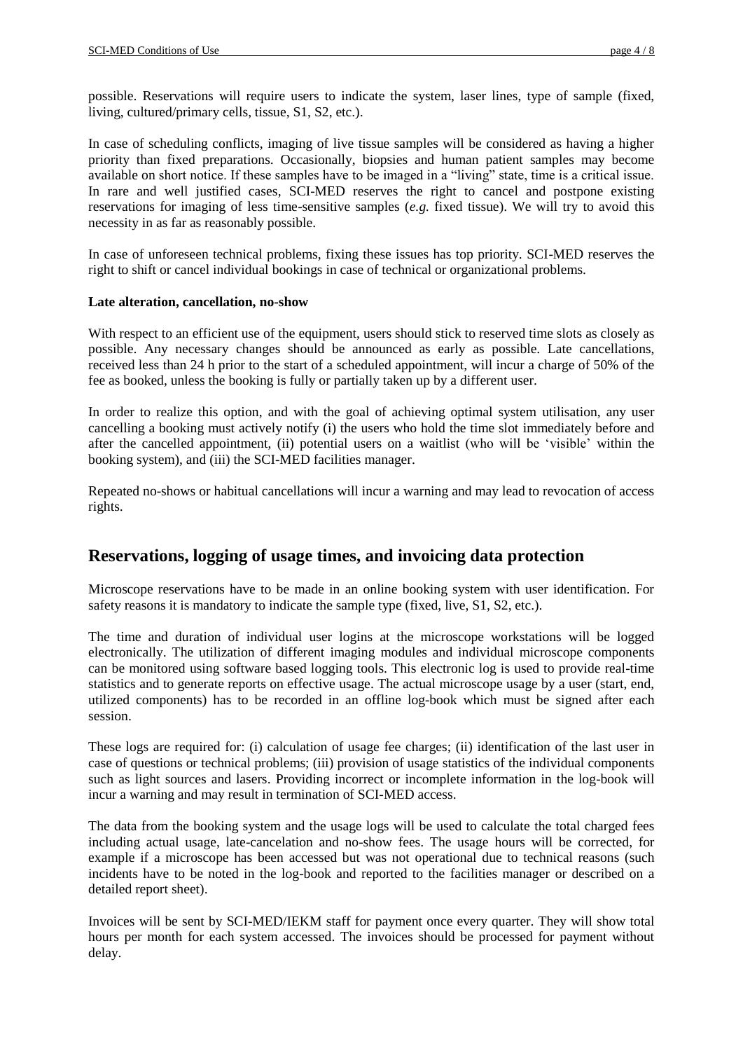possible. Reservations will require users to indicate the system, laser lines, type of sample (fixed, living, cultured/primary cells, tissue, S1, S2, etc.).

In case of scheduling conflicts, imaging of live tissue samples will be considered as having a higher priority than fixed preparations. Occasionally, biopsies and human patient samples may become available on short notice. If these samples have to be imaged in a "living" state, time is a critical issue. In rare and well justified cases, SCI-MED reserves the right to cancel and postpone existing reservations for imaging of less time-sensitive samples (*e.g.* fixed tissue). We will try to avoid this necessity in as far as reasonably possible.

In case of unforeseen technical problems, fixing these issues has top priority. SCI-MED reserves the right to shift or cancel individual bookings in case of technical or organizational problems.

**Late alteration, cancellation, no-show**

With respect to an efficient use of the equipment, users should stick to reserved time slots as closely as possible. Any necessary changes should be announced as early as possible. Late cancellations, received less than 24 h prior to the start of a scheduled appointment, will incur a charge of 50% of the fee as booked, unless the booking is fully or partially taken up by a different user.

In order to realize this option, and with the goal of achieving optimal system utilisation, any user cancelling a booking must actively notify (i) the users who hold the time slot immediately before and after the cancelled appointment, (ii) potential users on a waitlist (who will be 'visible' within the booking system), and (iii) the SCI-MED facilities manager.

Repeated no-shows or habitual cancellations will incur a warning and may lead to revocation of access rights.

## Reservations, logging of usage times, and invoicing data protection

Microscope reservations have to be made in an online booking system with user identification. For safety reasons it is mandatory to indicate the sample type (fixed, live, S1, S2, etc.).

The time and duration of individual user logins at the microscope workstations will be logged electronically. The utilization of different imaging modules and individual microscope components can be monitored using software based logging tools. This electronic log is used to provide real-time statistics and to generate reports on effective usage. The actual microscope usage by a user (start, end, utilized components) has to be recorded in an offline log-book which must be signed after each session.

These logs are required for: (i) calculation of usage fee charges; (ii) identification of the last user in case of questions or technical problems; (iii) provision of usage statistics of the individual components such as light sources and lasers. Providing incorrect or incomplete information in the log-book will incur a warning and may result in termination of SCI-MED access.

The data from the booking system and the usage logs will be used to calculate the total charged fees including actual usage, late-cancelation and no-show fees. The usage hours will be corrected, for example if a microscope has been accessed but was not operational due to technical reasons (such incidents have to be noted in the log-book and reported to the facilities manager or described on a detailed report sheet).

Invoices will be sent by SCI-MED/IEKM staff for payment once every quarter. They will show total hours per month for each system accessed. The invoices should be processed for payment without delay.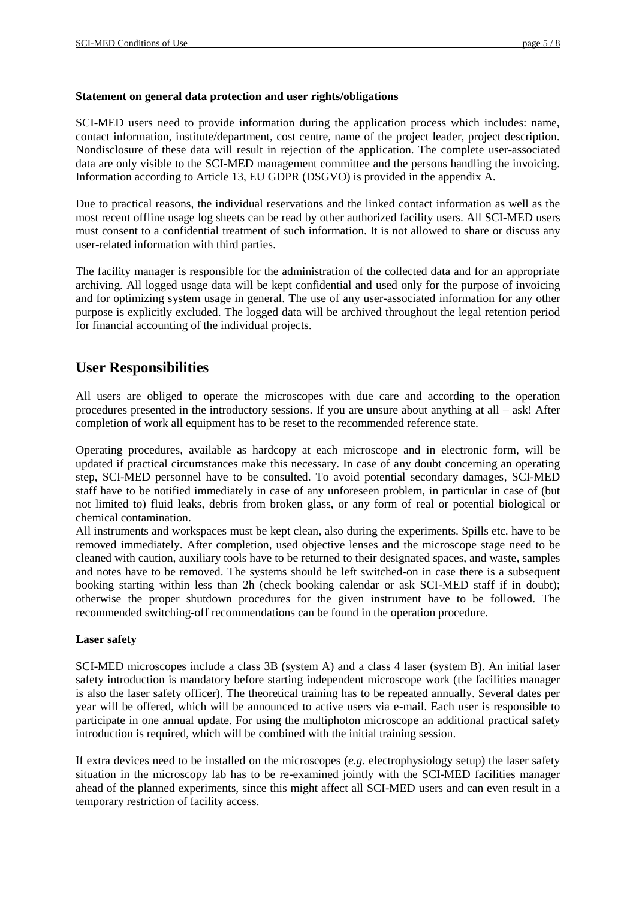**Statement on general data protection and user rights/obligations**

SCI-MED users need to provide information during the application process which includes: name, contact information, institute/department, cost centre, name of the project leader, project description. Nondisclosure of these data will result in rejection of the application. The complete user-associated data are only visible to the SCI-MED management committee and the persons handling the invoicing. Information according to Article 13, EU GDPR (DSGVO) is provided in the appendix A.

Due to practical reasons, the individual reservations and the linked contact information as well as the most recent offline usage log sheets can be read by other authorized facility users. All SCI-MED users must consent to a confidential treatment of such information. It is not allowed to share or discuss any user-related information with third parties.

The facility manager is responsible for the administration of the collected data and for an appropriate archiving. All logged usage data will be kept confidential and used only for the purpose of invoicing and for optimizing system usage in general. The use of any user-associated information for any other purpose is explicitly excluded. The logged data will be archived throughout the legal retention period for financial accounting of the individual projects.

## User Responsibilities

All users are obliged to operate the microscopes with due care and according to the operation procedures presented in the introductory sessions. If you are unsure about anything at all – ask! After completion of work all equipment has to be reset to the recommended reference state.

Operating procedures, available as hardcopy at each microscope and in electronic form, will be updated if practical circumstances make this necessary. In case of any doubt concerning an operating step, SCI-MED personnel have to be consulted. To avoid potential secondary damages, SCI-MED staff have to be notified immediately in case of any unforeseen problem, in particular in case of (but not limited to) fluid leaks, debris from broken glass, or any form of real or potential biological or chemical contamination.
All instruments and workspaces must be kept clean, also during the experiments. Spills etc. have to be removed immediately. After completion, used objective lenses and the microscope stage need to be cleaned with caution, auxiliary tools have to be returned to their designated spaces, and waste, samples and notes have to be removed. The systems should be left switched-on in case there is a subsequent booking starting within less than 2h (check booking calendar or ask SCI-MED staff if in doubt); otherwise the proper shutdown procedures for the given instrument have to be followed. The recommended switching-off recommendations can be found in the operation procedure.

**Laser safety**

SCI-MED microscopes include a class 3B (system A) and a class 4 laser (system B). An initial laser safety introduction is mandatory before starting independent microscope work (the facilities manager is also the laser safety officer). The theoretical training has to be repeated annually. Several dates per year will be offered, which will be announced to active users via e-mail. Each user is responsible to participate in one annual update. For using the multiphoton microscope an additional practical safety introduction is required, which will be combined with the initial training session.

If extra devices need to be installed on the microscopes (*e.g.* electrophysiology setup) the laser safety situation in the microscopy lab has to be re-examined jointly with the SCI-MED facilities manager ahead of the planned experiments, since this might affect all SCI-MED users and can even result in a temporary restriction of facility access.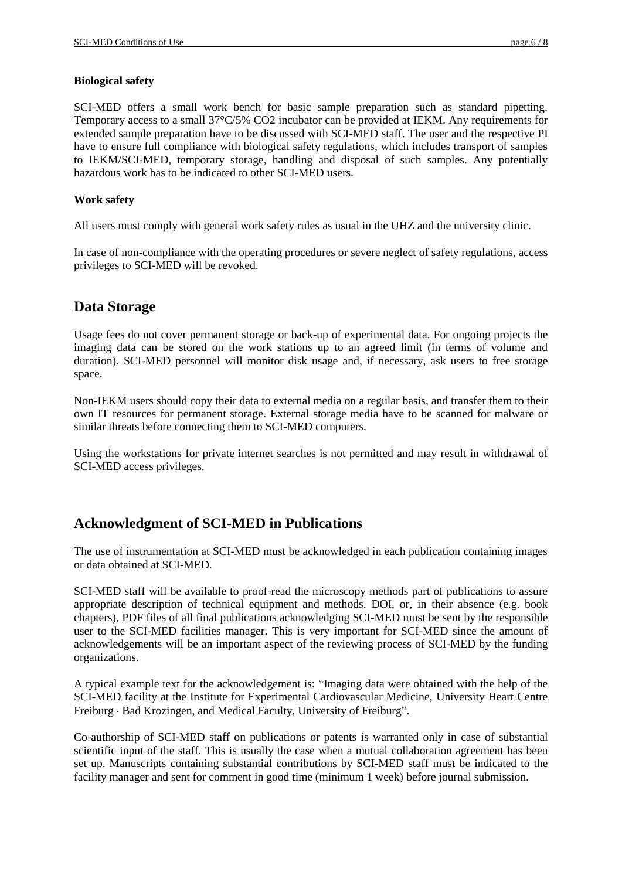### Biological safety

SCI-MED offers a small work bench for basic sample preparation such as standard pipetting. Temporary access to a small 37°C/5% $CO_2$ incubator can be provided at IEKM. Any requirements for extended sample preparation have to be discussed with SCI-MED staff. The user and the respective PI have to ensure full compliance with biological safety regulations, which includes transport of samples to IEKM/SCI-MED, temporary storage, handling and disposal of such samples. Any potentially hazardous work has to be indicated to other SCI-MED users.

### Work safety

All users must comply with general work safety rules as usual in the UHZ and the university clinic.

In case of non-compliance with the operating procedures or severe neglect of safety regulations, access privileges to SCI-MED will be revoked.

## Data Storage

Usage fees do not cover permanent storage or back-up of experimental data. For ongoing projects the imaging data can be stored on the work stations up to an agreed limit (in terms of volume and duration). SCI-MED personnel will monitor disk usage and, if necessary, ask users to free storage space.

Non-IEKM users should copy their data to external media on a regular basis, and transfer them to their own IT resources for permanent storage. External storage media have to be scanned for malware or similar threats before connecting them to SCI-MED computers.

Using the workstations for private internet searches is not permitted and may result in withdrawal of SCI-MED access privileges.

## Acknowledgment of SCI-MED in Publications

The use of instrumentation at SCI-MED must be acknowledged in each publication containing images or data obtained at SCI-MED.

SCI-MED staff will be available to proof-read the microscopy methods part of publications to assure appropriate description of technical equipment and methods. DOI, or, in their absence (e.g. book chapters), PDF files of all final publications acknowledging SCI-MED must be sent by the responsible user to the SCI-MED facilities manager. This is very important for SCI-MED since the amount of acknowledgements will be an important aspect of the reviewing process of SCI-MED by the funding organizations.

A typical example text for the acknowledgement is: "Imaging data were obtained with the help of the SCI-MED facility at the Institute for Experimental Cardiovascular Medicine, University Heart Centre Freiburg · Bad Krozingen, and Medical Faculty, University of Freiburg".

Co-authorship of SCI-MED staff on publications or patents is warranted only in case of substantial scientific input of the staff. This is usually the case when a mutual collaboration agreement has been set up. Manuscripts containing substantial contributions by SCI-MED staff must be indicated to the facility manager and sent for comment in good time (minimum 1 week) before journal submission.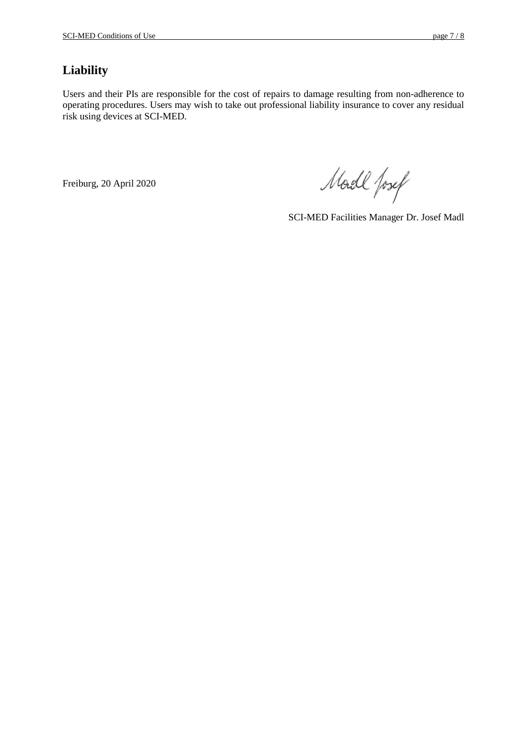## Liability

Users and their PIs are responsible for the cost of repairs to damage resulting from non-adherence to operating procedures. Users may wish to take out professional liability insurance to cover any residual risk using devices at SCI-MED.

Freiburg, 20 April 2020

Madl Josef

SCI-MED Facilities Manager Dr. Josef Madl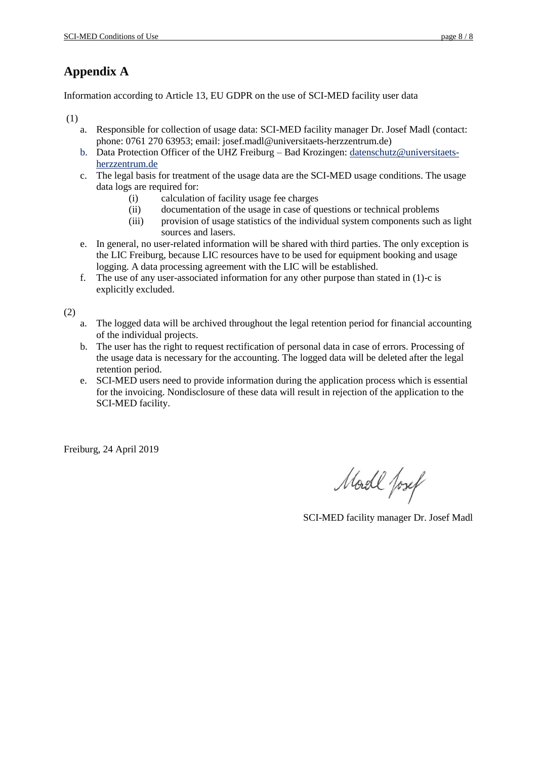# Appendix A

Information according to Article 13, EU GDPR on the use of SCI-MED facility user data

(1)

a. Responsible for collection of usage data: SCI-MED facility manager Dr. Josef Madl (contact: phone: 0761 270 63953; email: josef.madl@universitaets-herzzentrum.de)
b. Data Protection Officer of the UHZ Freiburg – Bad Krozingen: datenschutz@universitaets-herzzentrum.de
c. The legal basis for treatment of the usage data are the SCI-MED usage conditions. The usage data logs are required for:
   (i) calculation of facility usage fee charges
   (ii) documentation of the usage in case of questions or technical problems
   (iii) provision of usage statistics of the individual system components such as light sources and lasers.
e. In general, no user-related information will be shared with third parties. The only exception is the LIC Freiburg, because LIC resources have to be used for equipment booking and usage logging. A data processing agreement with the LIC will be established.
f. The use of any user-associated information for any other purpose than stated in (1)-c is explicitly excluded.

(2)

a. The logged data will be archived throughout the legal retention period for financial accounting of the individual projects.
b. The user has the right to request rectification of personal data in case of errors. Processing of the usage data is necessary for the accounting. The logged data will be deleted after the legal retention period.
e. SCI-MED users need to provide information during the application process which is essential for the invoicing. Nondisclosure of these data will result in rejection of the application to the SCI-MED facility.

Freiburg, 24 April 2019

Madl Josef

SCI-MED facility manager Dr. Josef Madl